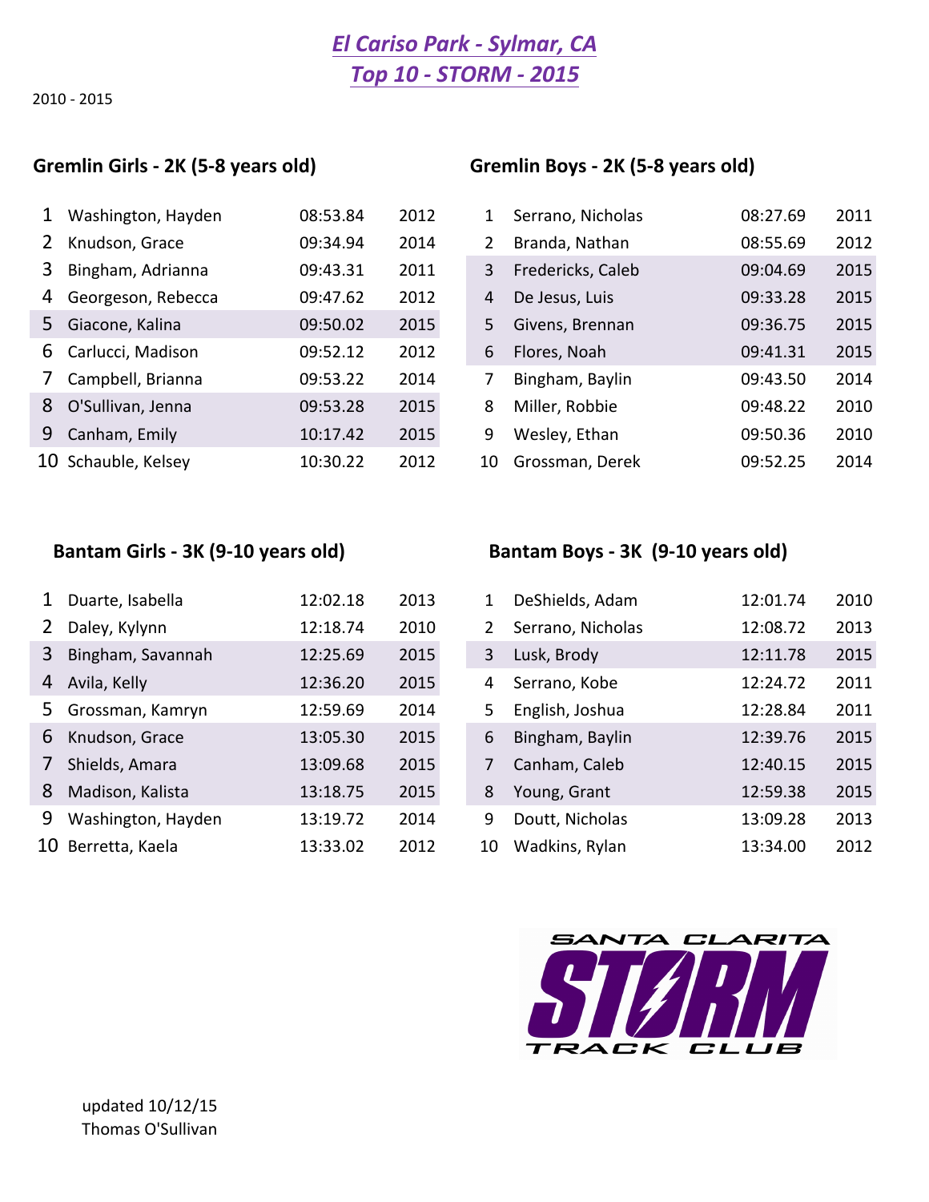# *El Cariso Park - Sylmar, CA*
# *Top 10 - STORM - 2015*

2010 - 2015

## Gremlin Girls - 2K (5-8 years old)

| | | | |
|---|---|---|---|
| 1 | Washington, Hayden | 08:53.84 | 2012 |
| 2 | Knudson, Grace | 09:34.94 | 2014 |
| 3 | Bingham, Adrianna | 09:43.31 | 2011 |
| 4 | Georgeson, Rebecca | 09:47.62 | 2012 |
| 5 | Giacone, Kalina | 09:50.02 | 2015 |
| 6 | Carlucci, Madison | 09:52.12 | 2012 |
| 7 | Campbell, Brianna | 09:53.22 | 2014 |
| 8 | O'Sullivan, Jenna | 09:53.28 | 2015 |
| 9 | Canham, Emily | 10:17.42 | 2015 |
| 10 | Schauble, Kelsey | 10:30.22 | 2012 |

## Gremlin Boys - 2K (5-8 years old)

| | | | |
|---|---|---|---|
| 1 | Serrano, Nicholas | 08:27.69 | 2011 |
| 2 | Branda, Nathan | 08:55.69 | 2012 |
| 3 | Fredericks, Caleb | 09:04.69 | 2015 |
| 4 | De Jesus, Luis | 09:33.28 | 2015 |
| 5 | Givens, Brennan | 09:36.75 | 2015 |
| 6 | Flores, Noah | 09:41.31 | 2015 |
| 7 | Bingham, Baylin | 09:43.50 | 2014 |
| 8 | Miller, Robbie | 09:48.22 | 2010 |
| 9 | Wesley, Ethan | 09:50.36 | 2010 |
| 10 | Grossman, Derek | 09:52.25 | 2014 |

## Bantam Girls - 3K (9-10 years old)

| | | | |
|---|---|---|---|
| 1 | Duarte, Isabella | 12:02.18 | 2013 |
| 2 | Daley, Kylynn | 12:18.74 | 2010 |
| 3 | Bingham, Savannah | 12:25.69 | 2015 |
| 4 | Avila, Kelly | 12:36.20 | 2015 |
| 5 | Grossman, Kamryn | 12:59.69 | 2014 |
| 6 | Knudson, Grace | 13:05.30 | 2015 |
| 7 | Shields, Amara | 13:09.68 | 2015 |
| 8 | Madison, Kalista | 13:18.75 | 2015 |
| 9 | Washington, Hayden | 13:19.72 | 2014 |
| 10 | Berretta, Kaela | 13:33.02 | 2012 |

## Bantam Boys - 3K (9-10 years old)

| | | | |
|---|---|---|---|
| 1 | DeShields, Adam | 12:01.74 | 2010 |
| 2 | Serrano, Nicholas | 12:08.72 | 2013 |
| 3 | Lusk, Brody | 12:11.78 | 2015 |
| 4 | Serrano, Kobe | 12:24.72 | 2011 |
| 5 | English, Joshua | 12:28.84 | 2011 |
| 6 | Bingham, Baylin | 12:39.76 | 2015 |
| 7 | Canham, Caleb | 12:40.15 | 2015 |
| 8 | Young, Grant | 12:59.38 | 2015 |
| 9 | Doutt, Nicholas | 13:09.28 | 2013 |
| 10 | Wadkins, Rylan | 13:34.00 | 2012 |

SANTA CLARITA STORM TRACK CLUB

updated 10/12/15
Thomas O'Sullivan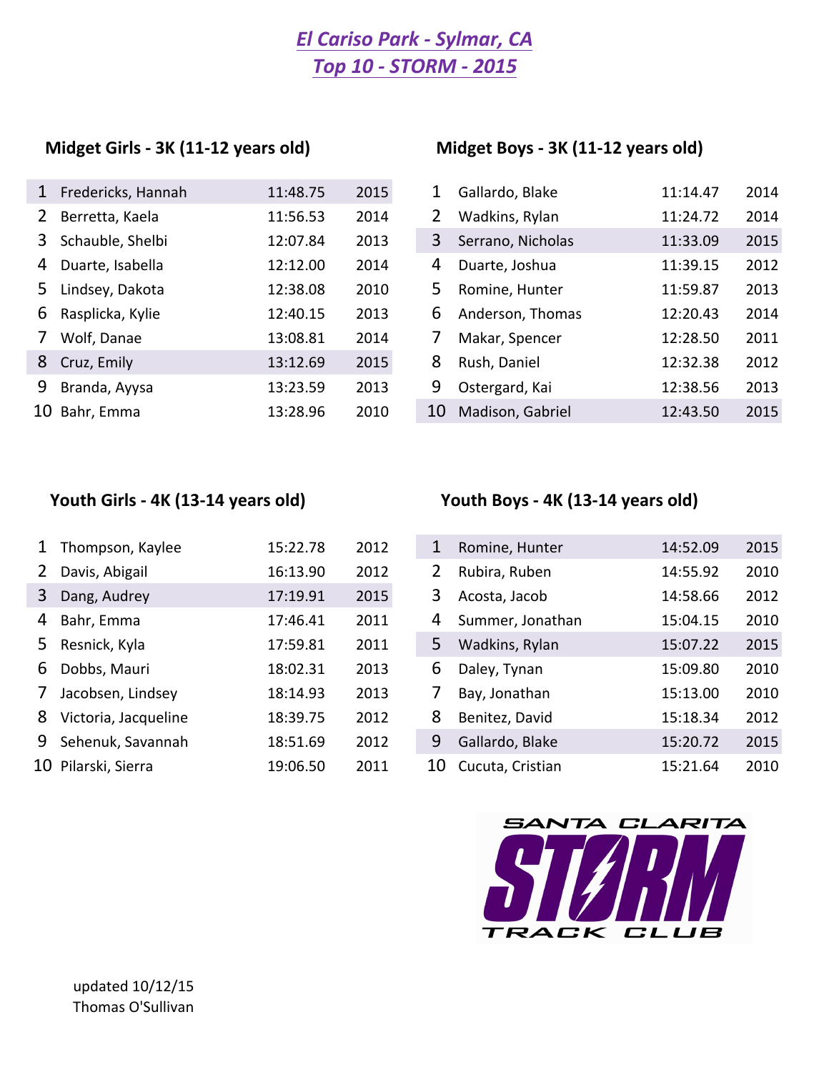# *El Cariso Park - Sylmar, CA*
# *Top 10 - STORM - 2015*

## Midget Girls - 3K (11-12 years old)

| | Name | Time | Year |
|---|---|---|---|
| 1 | Fredericks, Hannah | 11:48.75 | 2015 |
| 2 | Berretta, Kaela | 11:56.53 | 2014 |
| 3 | Schauble, Shelbi | 12:07.84 | 2013 |
| 4 | Duarte, Isabella | 12:12.00 | 2014 |
| 5 | Lindsey, Dakota | 12:38.08 | 2010 |
| 6 | Rasplicka, Kylie | 12:40.15 | 2013 |
| 7 | Wolf, Danae | 13:08.81 | 2014 |
| 8 | Cruz, Emily | 13:12.69 | 2015 |
| 9 | Branda, Ayysa | 13:23.59 | 2013 |
| 10 | Bahr, Emma | 13:28.96 | 2010 |

## Midget Boys - 3K (11-12 years old)

| | Name | Time | Year |
|---|---|---|---|
| 1 | Gallardo, Blake | 11:14.47 | 2014 |
| 2 | Wadkins, Rylan | 11:24.72 | 2014 |
| 3 | Serrano, Nicholas | 11:33.09 | 2015 |
| 4 | Duarte, Joshua | 11:39.15 | 2012 |
| 5 | Romine, Hunter | 11:59.87 | 2013 |
| 6 | Anderson, Thomas | 12:20.43 | 2014 |
| 7 | Makar, Spencer | 12:28.50 | 2011 |
| 8 | Rush, Daniel | 12:32.38 | 2012 |
| 9 | Ostergard, Kai | 12:38.56 | 2013 |
| 10 | Madison, Gabriel | 12:43.50 | 2015 |

## Youth Girls - 4K (13-14 years old)

| | Name | Time | Year |
|---|---|---|---|
| 1 | Thompson, Kaylee | 15:22.78 | 2012 |
| 2 | Davis, Abigail | 16:13.90 | 2012 |
| 3 | Dang, Audrey | 17:19.91 | 2015 |
| 4 | Bahr, Emma | 17:46.41 | 2011 |
| 5 | Resnick, Kyla | 17:59.81 | 2011 |
| 6 | Dobbs, Mauri | 18:02.31 | 2013 |
| 7 | Jacobsen, Lindsey | 18:14.93 | 2013 |
| 8 | Victoria, Jacqueline | 18:39.75 | 2012 |
| 9 | Sehenuk, Savannah | 18:51.69 | 2012 |
| 10 | Pilarski, Sierra | 19:06.50 | 2011 |

## Youth Boys - 4K (13-14 years old)

| | Name | Time | Year |
|---|---|---|---|
| 1 | Romine, Hunter | 14:52.09 | 2015 |
| 2 | Rubira, Ruben | 14:55.92 | 2010 |
| 3 | Acosta, Jacob | 14:58.66 | 2012 |
| 4 | Summer, Jonathan | 15:04.15 | 2010 |
| 5 | Wadkins, Rylan | 15:07.22 | 2015 |
| 6 | Daley, Tynan | 15:09.80 | 2010 |
| 7 | Bay, Jonathan | 15:13.00 | 2010 |
| 8 | Benitez, David | 15:18.34 | 2012 |
| 9 | Gallardo, Blake | 15:20.72 | 2015 |
| 10 | Cucuta, Cristian | 15:21.64 | 2010 |

SANTA CLARITA STORM TRACK CLUB

updated 10/12/15
Thomas O'Sullivan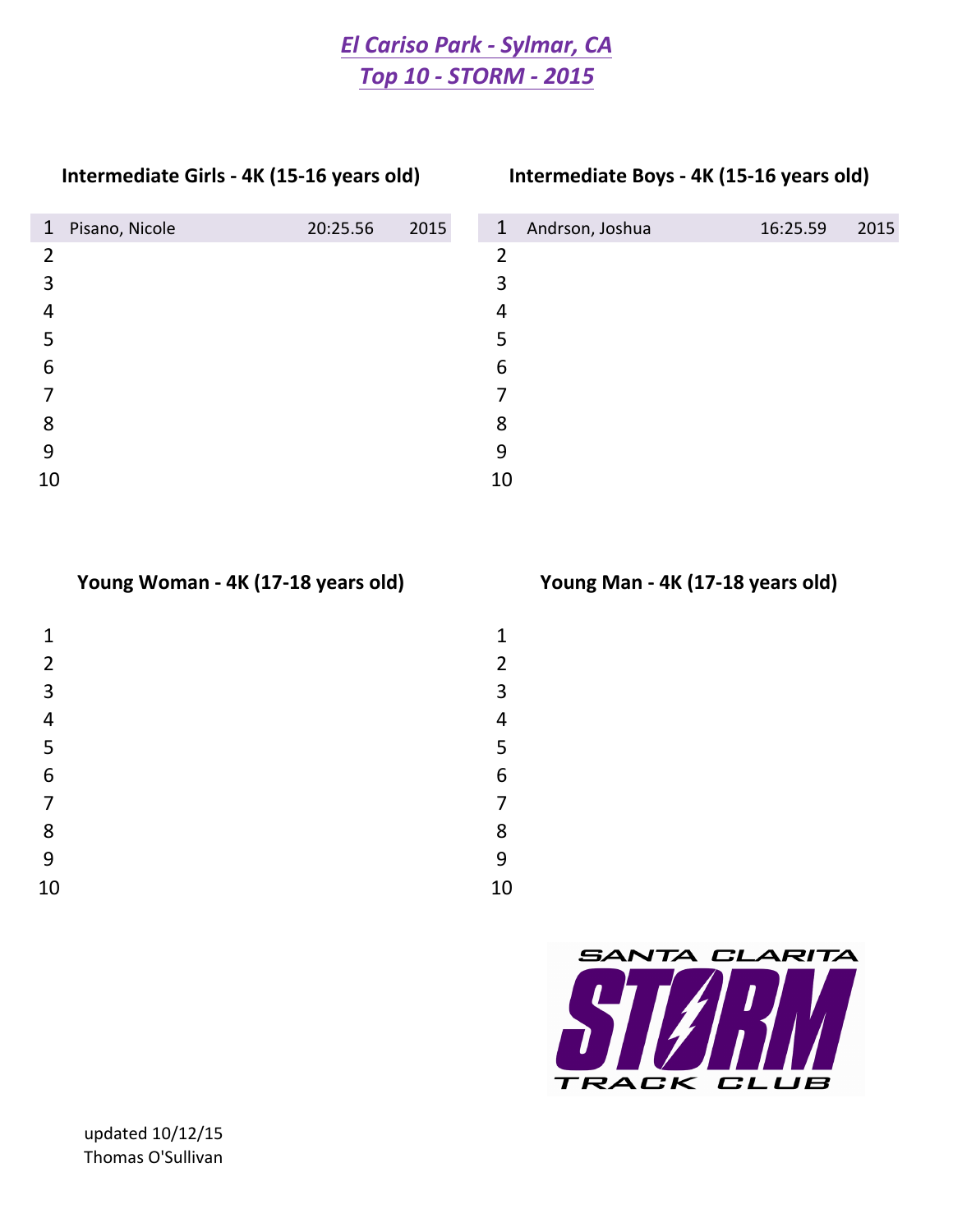# *El Cariso Park - Sylmar, CA*
# *Top 10 - STORM - 2015*

### Intermediate Girls - 4K (15-16 years old)

| | | | |
|---|---|---|---|
| 1 | Pisano, Nicole | 20:25.56 | 2015 |
| 2 | | | |
| 3 | | | |
| 4 | | | |
| 5 | | | |
| 6 | | | |
| 7 | | | |
| 8 | | | |
| 9 | | | |
| 10 | | | |

### Intermediate Boys - 4K (15-16 years old)

| | | | |
|---|---|---|---|
| 1 | Andrson, Joshua | 16:25.59 | 2015 |
| 2 | | | |
| 3 | | | |
| 4 | | | |
| 5 | | | |
| 6 | | | |
| 7 | | | |
| 8 | | | |
| 9 | | | |
| 10 | | | |

### Young Woman - 4K (17-18 years old)

| | | | |
|---|---|---|---|
| 1 | | | |
| 2 | | | |
| 3 | | | |
| 4 | | | |
| 5 | | | |
| 6 | | | |
| 7 | | | |
| 8 | | | |
| 9 | | | |
| 10 | | | |

### Young Man - 4K (17-18 years old)

| | | | |
|---|---|---|---|
| 1 | | | |
| 2 | | | |
| 3 | | | |
| 4 | | | |
| 5 | | | |
| 6 | | | |
| 7 | | | |
| 8 | | | |
| 9 | | | |
| 10 | | | |

SANTA CLARITA STORM TRACK CLUB

updated 10/12/15
Thomas O'Sullivan